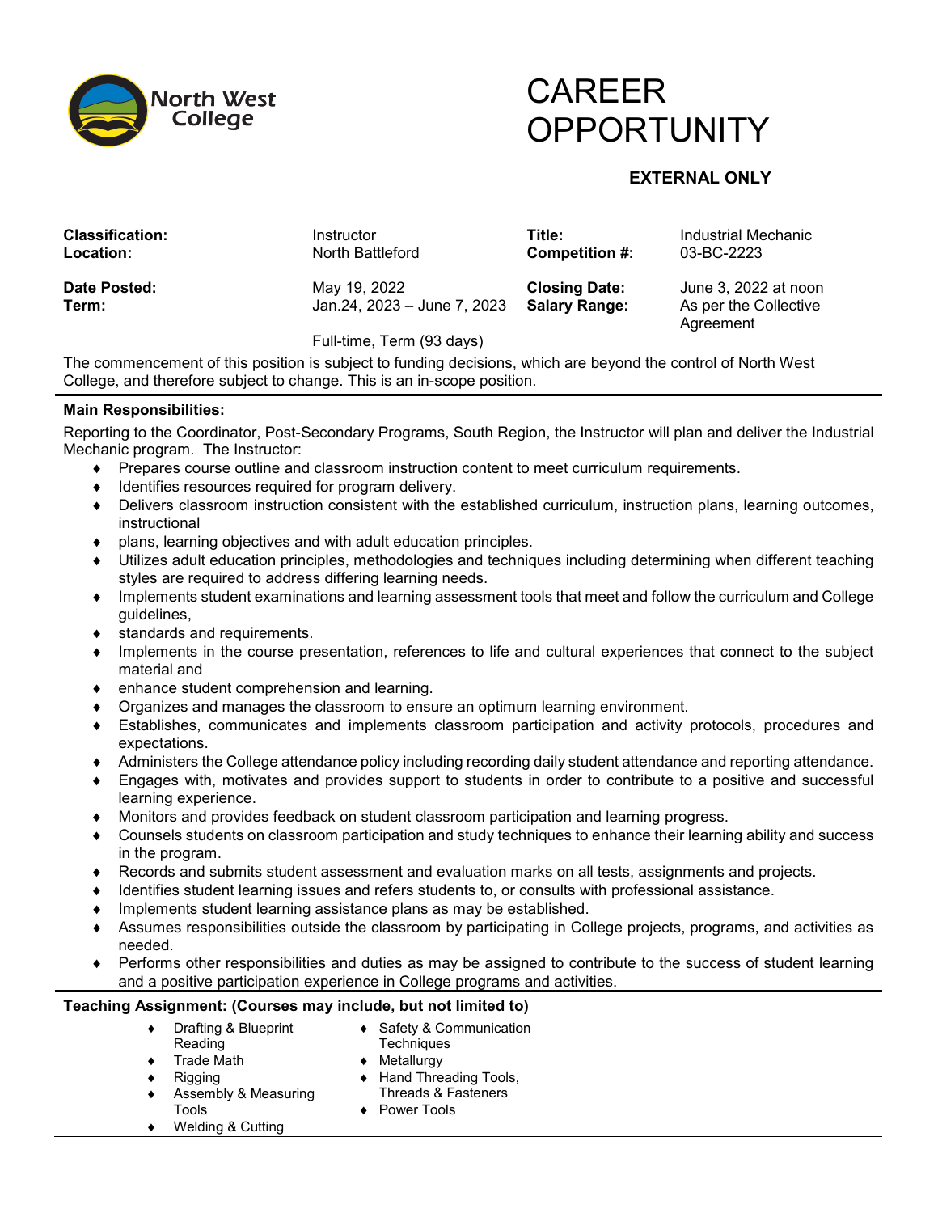North West College

# CAREER OPPORTUNITY

**EXTERNAL ONLY**

| | | | |
|---|---|---|---|
| **Classification:** | Instructor | **Title:** | Industrial Mechanic |
| **Location:** | North Battleford | **Competition #:** | 03-BC-2223 |
| **Date Posted:** | May 19, 2022 | **Closing Date:** | June 3, 2022 at noon |
| **Term:** | Jan.24, 2023 – June 7, 2023 | **Salary Range:** | As per the Collective Agreement |
| | Full-time, Term (93 days) | | |

The commencement of this position is subject to funding decisions, which are beyond the control of North West College, and therefore subject to change. This is an in-scope position.

**Main Responsibilities:**

Reporting to the Coordinator, Post-Secondary Programs, South Region, the Instructor will plan and deliver the Industrial Mechanic program. The Instructor:

- Prepares course outline and classroom instruction content to meet curriculum requirements.
- Identifies resources required for program delivery.
- Delivers classroom instruction consistent with the established curriculum, instruction plans, learning outcomes, instructional
- plans, learning objectives and with adult education principles.
- Utilizes adult education principles, methodologies and techniques including determining when different teaching styles are required to address differing learning needs.
- Implements student examinations and learning assessment tools that meet and follow the curriculum and College guidelines,
- standards and requirements.
- Implements in the course presentation, references to life and cultural experiences that connect to the subject material and
- enhance student comprehension and learning.
- Organizes and manages the classroom to ensure an optimum learning environment.
- Establishes, communicates and implements classroom participation and activity protocols, procedures and expectations.
- Administers the College attendance policy including recording daily student attendance and reporting attendance.
- Engages with, motivates and provides support to students in order to contribute to a positive and successful learning experience.
- Monitors and provides feedback on student classroom participation and learning progress.
- Counsels students on classroom participation and study techniques to enhance their learning ability and success in the program.
- Records and submits student assessment and evaluation marks on all tests, assignments and projects.
- Identifies student learning issues and refers students to, or consults with professional assistance.
- Implements student learning assistance plans as may be established.
- Assumes responsibilities outside the classroom by participating in College projects, programs, and activities as needed.
- Performs other responsibilities and duties as may be assigned to contribute to the success of student learning and a positive participation experience in College programs and activities.

**Teaching Assignment: (Courses may include, but not limited to)**

- Drafting & Blueprint Reading
- Trade Math
- Rigging
- Assembly & Measuring Tools
- Welding & Cutting
- Safety & Communication Techniques
- Metallurgy
- Hand Threading Tools, Threads & Fasteners
- Power Tools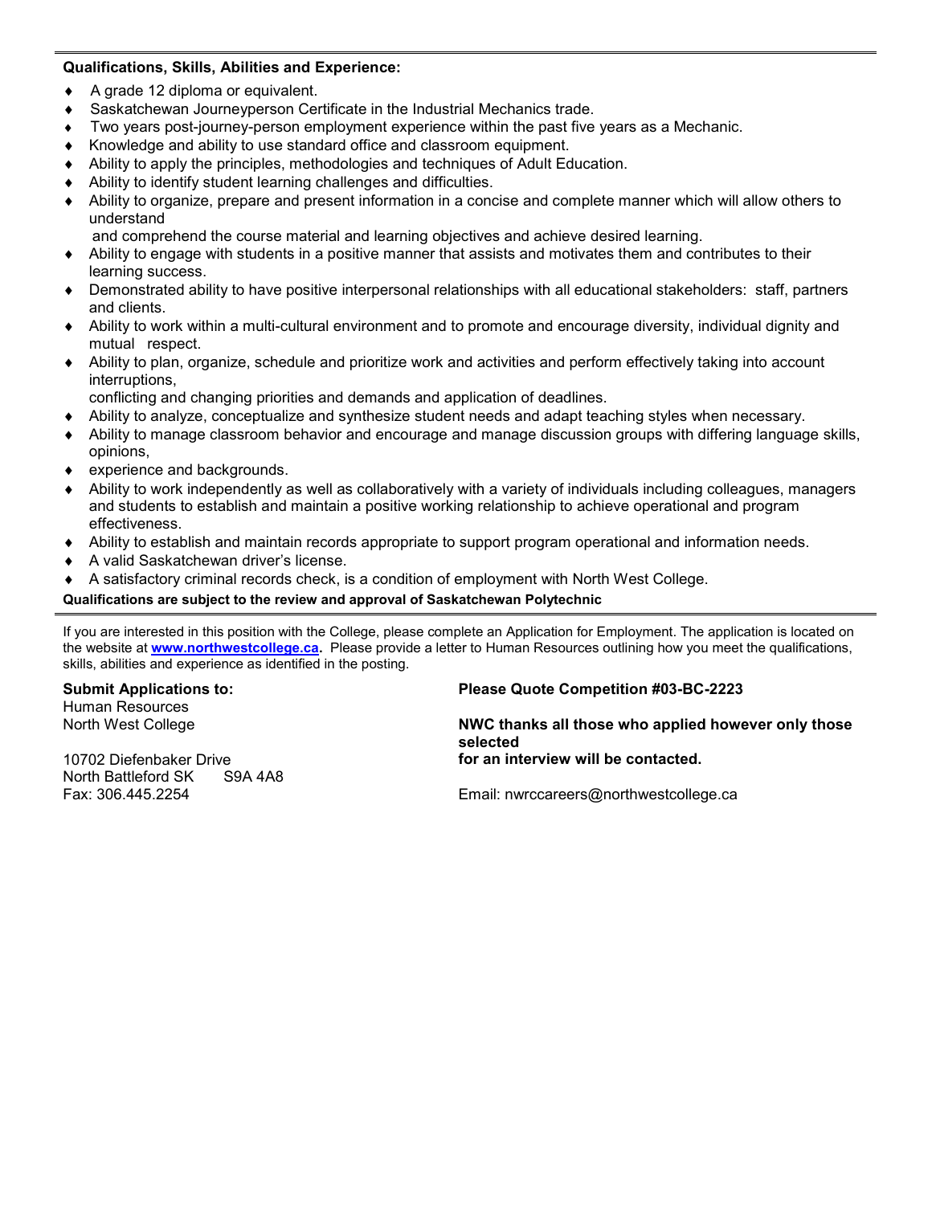**Qualifications, Skills, Abilities and Experience:**

- A grade 12 diploma or equivalent.
- Saskatchewan Journeyperson Certificate in the Industrial Mechanics trade.
- Two years post-journey-person employment experience within the past five years as a Mechanic.
- Knowledge and ability to use standard office and classroom equipment.
- Ability to apply the principles, methodologies and techniques of Adult Education.
- Ability to identify student learning challenges and difficulties.
- Ability to organize, prepare and present information in a concise and complete manner which will allow others to understand and comprehend the course material and learning objectives and achieve desired learning.
- Ability to engage with students in a positive manner that assists and motivates them and contributes to their learning success.
- Demonstrated ability to have positive interpersonal relationships with all educational stakeholders: staff, partners and clients.
- Ability to work within a multi-cultural environment and to promote and encourage diversity, individual dignity and mutual respect.
- Ability to plan, organize, schedule and prioritize work and activities and perform effectively taking into account interruptions, conflicting and changing priorities and demands and application of deadlines.
- Ability to analyze, conceptualize and synthesize student needs and adapt teaching styles when necessary.
- Ability to manage classroom behavior and encourage and manage discussion groups with differing language skills, opinions,
- experience and backgrounds.
- Ability to work independently as well as collaboratively with a variety of individuals including colleagues, managers and students to establish and maintain a positive working relationship to achieve operational and program effectiveness.
- Ability to establish and maintain records appropriate to support program operational and information needs.
- A valid Saskatchewan driver's license.
- A satisfactory criminal records check, is a condition of employment with North West College.

**Qualifications are subject to the review and approval of Saskatchewan Polytechnic**

If you are interested in this position with the College, please complete an Application for Employment. The application is located on the website at **www.northwestcollege.ca.** Please provide a letter to Human Resources outlining how you meet the qualifications, skills, abilities and experience as identified in the posting.

**Submit Applications to:**
Human Resources
North West College

10702 Diefenbaker Drive
North Battleford SK S9A 4A8
Fax: 306.445.2254

**Please Quote Competition #03-BC-2223**

**NWC thanks all those who applied however only those selected for an interview will be contacted.**

Email: nwrccareers@northwestcollege.ca